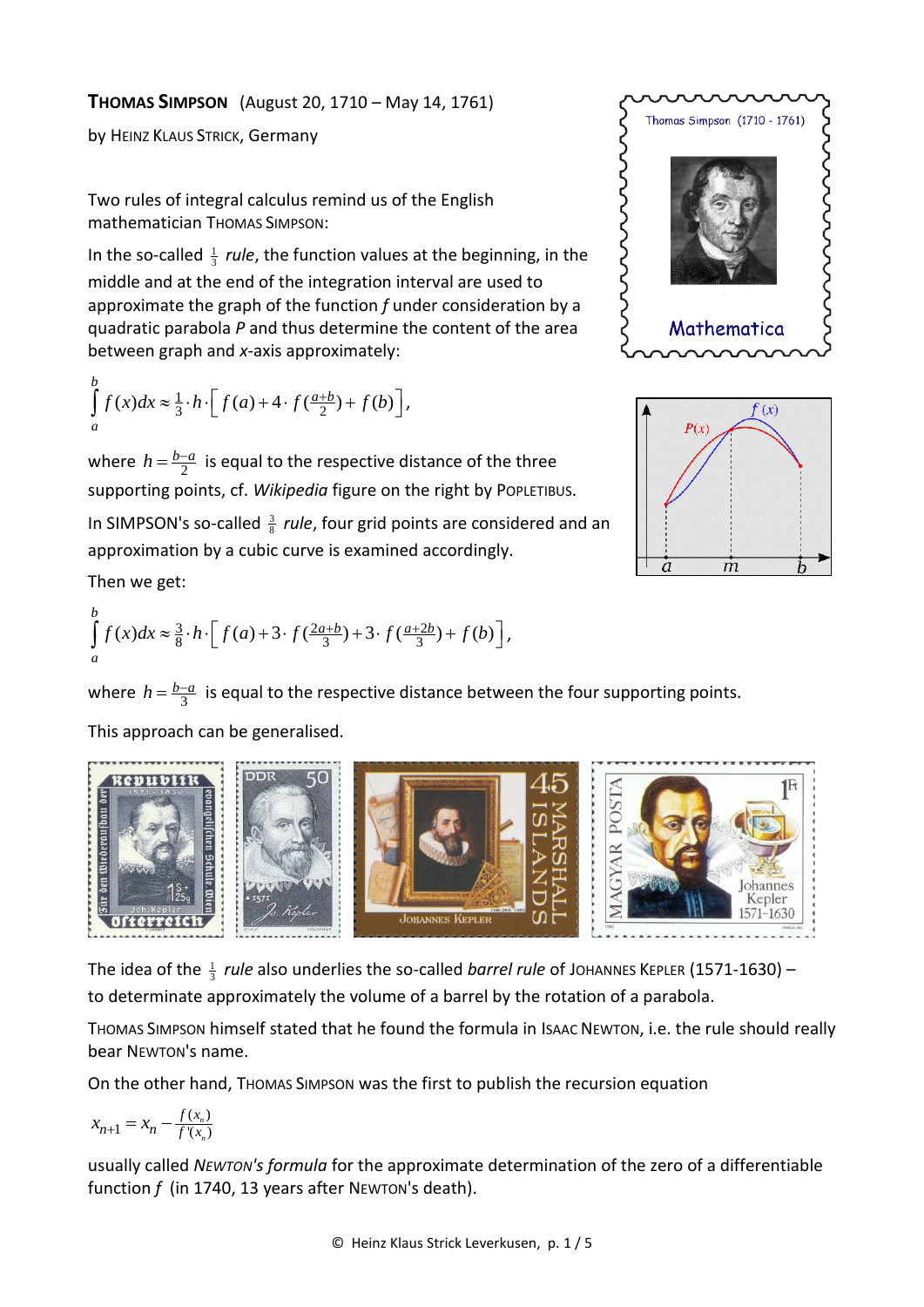**THOMAS SIMPSON** (August 20, 1710 – May 14, 1761)

by HEINZ KLAUS STRICK, Germany

Two rules of integral calculus remind us of the English mathematician THOMAS SIMPSON:

In the so-called $\frac{1}{3}$ *rule*, the function values at the beginning, in the middle and at the end of the integration interval are used to approximate the graph of the function *f* under consideration by a quadratic parabola *P* and thus determine the content of the area between graph and *x*-axis approximately:

$$\int_a^b f(x)dx \approx \frac{1}{3} \cdot h \cdot \left[ f(a) + 4 \cdot f\left(\tfrac{a+b}{2}\right) + f(b) \right],$$

where $h = \frac{b-a}{2}$ is equal to the respective distance of the three supporting points, cf. *Wikipedia* figure on the right by POPLETIBUS.

In SIMPSON's so-called $\frac{3}{8}$ *rule*, four grid points are considered and an approximation by a cubic curve is examined accordingly.

Then we get:

$$\int_a^b f(x)dx \approx \frac{3}{8} \cdot h \cdot \left[ f(a) + 3 \cdot f\left(\tfrac{2a+b}{3}\right) + 3 \cdot f\left(\tfrac{a+2b}{3}\right) + f(b) \right],$$

where $h = \frac{b-a}{3}$ is equal to the respective distance between the four supporting points.

This approach can be generalised.

The idea of the $\frac{1}{3}$ *rule* also underlies the so-called *barrel rule* of JOHANNES KEPLER (1571-1630) – to determinate approximately the volume of a barrel by the rotation of a parabola.

THOMAS SIMPSON himself stated that he found the formula in ISAAC NEWTON, i.e. the rule should really bear NEWTON's name.

On the other hand, THOMAS SIMPSON was the first to publish the recursion equation

$$x_{n+1} = x_n - \frac{f(x_n)}{f'(x_n)}$$

usually called *NEWTON's formula* for the approximate determination of the zero of a differentiable function *f* (in 1740, 13 years after NEWTON's death).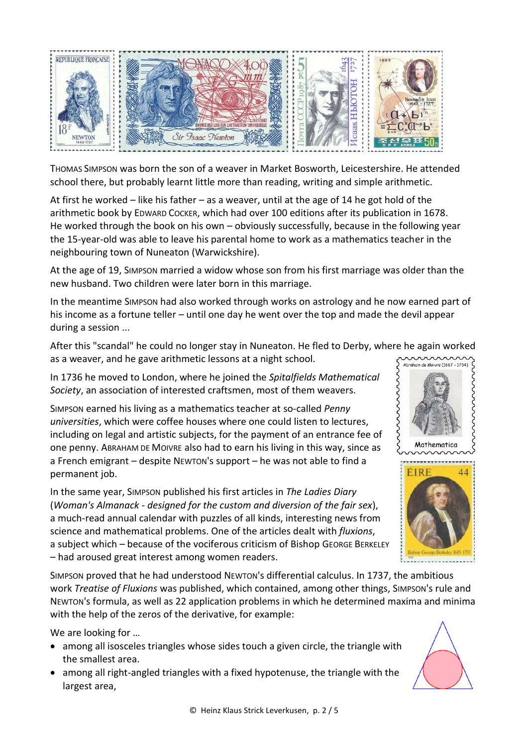THOMAS SIMPSON was born the son of a weaver in Market Bosworth, Leicestershire. He attended school there, but probably learnt little more than reading, writing and simple arithmetic.

At first he worked – like his father – as a weaver, until at the age of 14 he got hold of the arithmetic book by EDWARD COCKER, which had over 100 editions after its publication in 1678. He worked through the book on his own – obviously successfully, because in the following year the 15-year-old was able to leave his parental home to work as a mathematics teacher in the neighbouring town of Nuneaton (Warwickshire).

At the age of 19, SIMPSON married a widow whose son from his first marriage was older than the new husband. Two children were later born in this marriage.

In the meantime SIMPSON had also worked through works on astrology and he now earned part of his income as a fortune teller – until one day he went over the top and made the devil appear during a session ...

After this "scandal" he could no longer stay in Nuneaton. He fled to Derby, where he again worked as a weaver, and he gave arithmetic lessons at a night school.

In 1736 he moved to London, where he joined the *Spitalfields Mathematical Society*, an association of interested craftsmen, most of them weavers.

SIMPSON earned his living as a mathematics teacher at so-called *Penny universities*, which were coffee houses where one could listen to lectures, including on legal and artistic subjects, for the payment of an entrance fee of one penny. ABRAHAM DE MOIVRE also had to earn his living in this way, since as a French emigrant – despite NEWTON's support – he was not able to find a permanent job.

In the same year, SIMPSON published his first articles in *The Ladies Diary* (*Woman's Almanack - designed for the custom and diversion of the fair sex*), a much-read annual calendar with puzzles of all kinds, interesting news from science and mathematical problems. One of the articles dealt with *fluxions*, a subject which – because of the vociferous criticism of Bishop GEORGE BERKELEY – had aroused great interest among women readers.

SIMPSON proved that he had understood NEWTON's differential calculus. In 1737, the ambitious work *Treatise of Fluxions* was published, which contained, among other things, SIMPSON's rule and NEWTON's formula, as well as 22 application problems in which he determined maxima and minima with the help of the zeros of the derivative, for example:

We are looking for …

- among all isosceles triangles whose sides touch a given circle, the triangle with the smallest area.
- among all right-angled triangles with a fixed hypotenuse, the triangle with the largest area,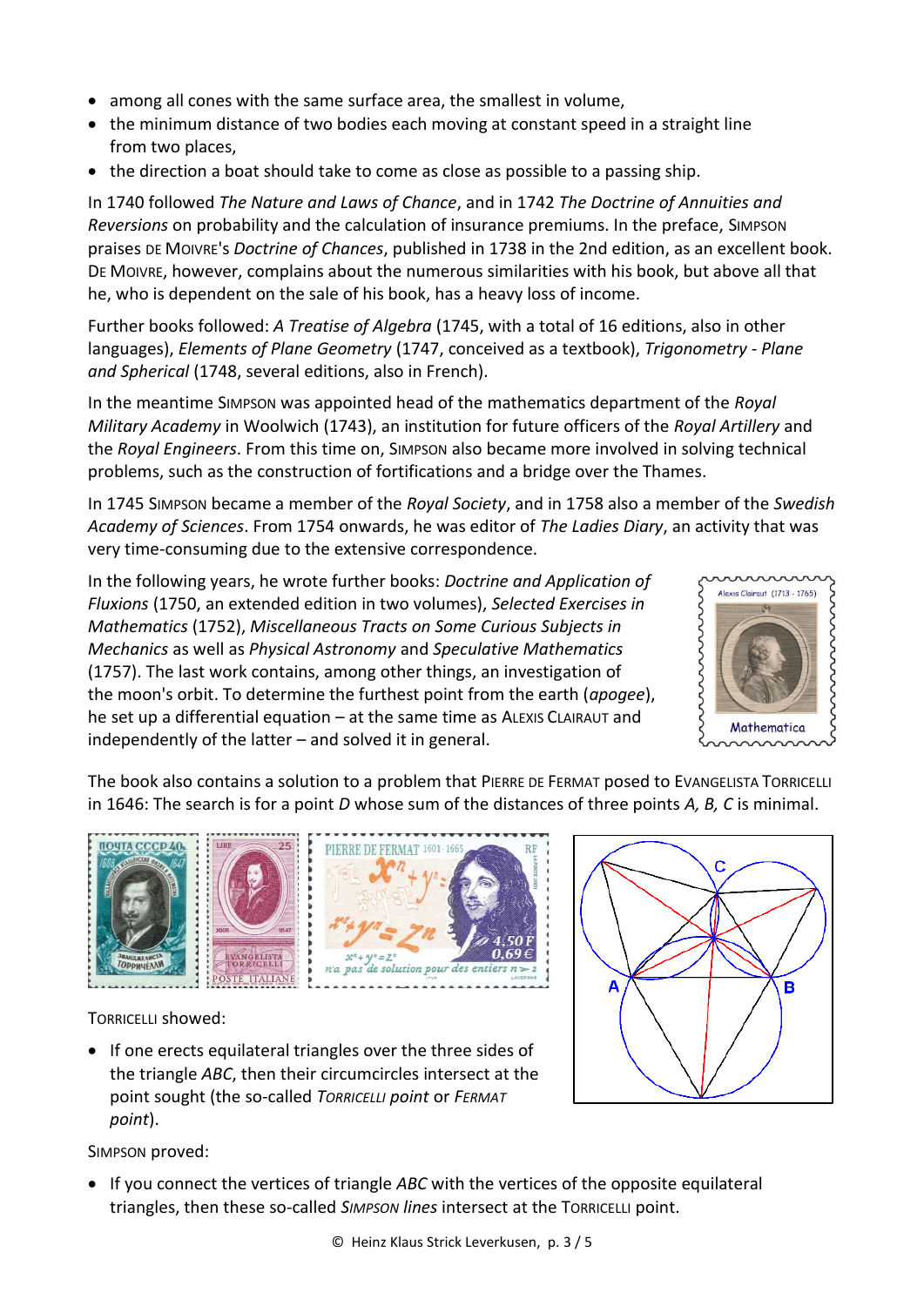- among all cones with the same surface area, the smallest in volume,
- the minimum distance of two bodies each moving at constant speed in a straight line from two places,
- the direction a boat should take to come as close as possible to a passing ship.

In 1740 followed *The Nature and Laws of Chance*, and in 1742 *The Doctrine of Annuities and Reversions* on probability and the calculation of insurance premiums. In the preface, SIMPSON praises DE MOIVRE's *Doctrine of Chances*, published in 1738 in the 2nd edition, as an excellent book. DE MOIVRE, however, complains about the numerous similarities with his book, but above all that he, who is dependent on the sale of his book, has a heavy loss of income.

Further books followed: *A Treatise of Algebra* (1745, with a total of 16 editions, also in other languages), *Elements of Plane Geometry* (1747, conceived as a textbook), *Trigonometry - Plane and Spherical* (1748, several editions, also in French).

In the meantime SIMPSON was appointed head of the mathematics department of the *Royal Military Academy* in Woolwich (1743), an institution for future officers of the *Royal Artillery* and the *Royal Engineers*. From this time on, SIMPSON also became more involved in solving technical problems, such as the construction of fortifications and a bridge over the Thames.

In 1745 SIMPSON became a member of the *Royal Society*, and in 1758 also a member of the *Swedish Academy of Sciences*. From 1754 onwards, he was editor of *The Ladies Diary*, an activity that was very time-consuming due to the extensive correspondence.

In the following years, he wrote further books: *Doctrine and Application of Fluxions* (1750, an extended edition in two volumes), *Selected Exercises in Mathematics* (1752), *Miscellaneous Tracts on Some Curious Subjects in Mechanics* as well as *Physical Astronomy* and *Speculative Mathematics* (1757). The last work contains, among other things, an investigation of the moon's orbit. To determine the furthest point from the earth (*apogee*), he set up a differential equation – at the same time as ALEXIS CLAIRAUT and independently of the latter – and solved it in general.

The book also contains a solution to a problem that PIERRE DE FERMAT posed to EVANGELISTA TORRICELLI in 1646: The search is for a point *D* whose sum of the distances of three points *A, B, C* is minimal.

TORRICELLI showed:

- If one erects equilateral triangles over the three sides of the triangle *ABC*, then their circumcircles intersect at the point sought (the so-called *TORRICELLI point* or *FERMAT point*).

SIMPSON proved:

- If you connect the vertices of triangle *ABC* with the vertices of the opposite equilateral triangles, then these so-called *SIMPSON lines* intersect at the TORRICELLI point.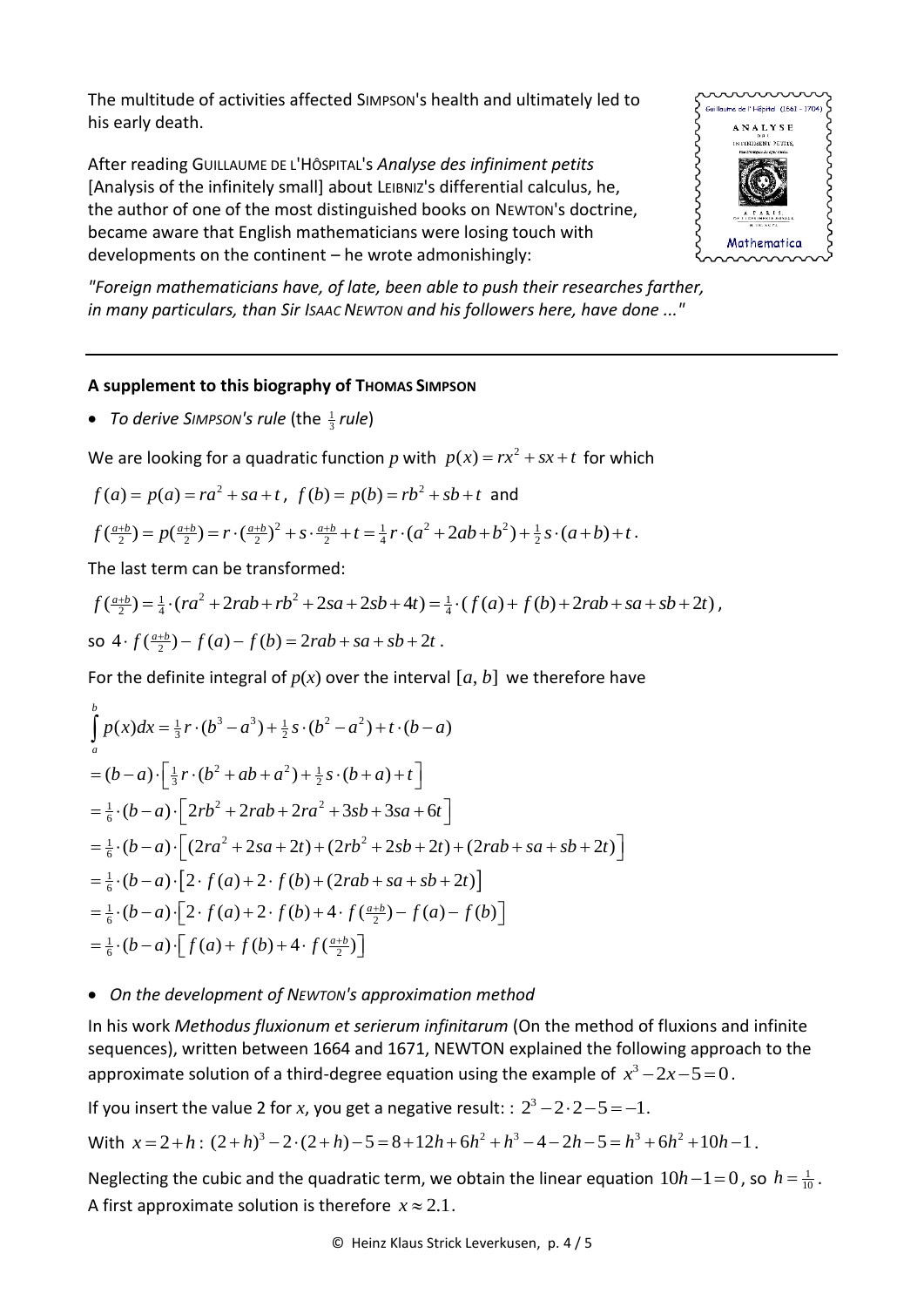The multitude of activities affected SIMPSON's health and ultimately led to his early death.

After reading GUILLAUME DE L'HÔSPITAL's *Analyse des infiniment petits* [Analysis of the infinitely small] about LEIBNIZ's differential calculus, he, the author of one of the most distinguished books on NEWTON's doctrine, became aware that English mathematicians were losing touch with developments on the continent – he wrote admonishingly:

*"Foreign mathematicians have, of late, been able to push their researches farther, in many particulars, than Sir ISAAC NEWTON and his followers here, have done ..."*

---

**A supplement to this biography of THOMAS SIMPSON**

- *To derive SIMPSON's rule* (the $\frac{1}{3}$ *rule*)

We are looking for a quadratic function $p$ with $p(x) = rx^2 + sx + t$ for which

$f(a) = p(a) = ra^2 + sa + t$, $f(b) = p(b) = rb^2 + sb + t$ and

$f(\frac{a+b}{2}) = p(\frac{a+b}{2}) = r \cdot (\frac{a+b}{2})^2 + s \cdot \frac{a+b}{2} + t = \frac{1}{4} r \cdot (a^2 + 2ab + b^2) + \frac{1}{2} s \cdot (a+b) + t$.

The last term can be transformed:

$f(\frac{a+b}{2}) = \frac{1}{4} \cdot (ra^2 + 2rab + rb^2 + 2sa + 2sb + 4t) = \frac{1}{4} \cdot (f(a) + f(b) + 2rab + sa + sb + 2t)$,

so $4 \cdot f(\frac{a+b}{2}) - f(a) - f(b) = 2rab + sa + sb + 2t$.

For the definite integral of $p(x)$ over the interval $[a, b]$ we therefore have

$$
\begin{aligned}
\int_a^b p(x)dx &= \tfrac{1}{3} r \cdot (b^3 - a^3) + \tfrac{1}{2} s \cdot (b^2 - a^2) + t \cdot (b - a) \\
&= (b-a) \cdot \left[ \tfrac{1}{3} r \cdot (b^2 + ab + a^2) + \tfrac{1}{2} s \cdot (b + a) + t \right] \\
&= \tfrac{1}{6} \cdot (b-a) \cdot \left[ 2rb^2 + 2rab + 2ra^2 + 3sb + 3sa + 6t \right] \\
&= \tfrac{1}{6} \cdot (b-a) \cdot \left[ (2ra^2 + 2sa + 2t) + (2rb^2 + 2sb + 2t) + (2rab + sa + sb + 2t) \right] \\
&= \tfrac{1}{6} \cdot (b-a) \cdot \left[ 2 \cdot f(a) + 2 \cdot f(b) + (2rab + sa + sb + 2t) \right] \\
&= \tfrac{1}{6} \cdot (b-a) \cdot \left[ 2 \cdot f(a) + 2 \cdot f(b) + 4 \cdot f(\tfrac{a+b}{2}) - f(a) - f(b) \right] \\
&= \tfrac{1}{6} \cdot (b-a) \cdot \left[ f(a) + f(b) + 4 \cdot f(\tfrac{a+b}{2}) \right]
\end{aligned}
$$

- *On the development of NEWTON's approximation method*

In his work *Methodus fluxionum et serierum infinitarum* (On the method of fluxions and infinite sequences), written between 1664 and 1671, NEWTON explained the following approach to the approximate solution of a third-degree equation using the example of $x^3 - 2x - 5 = 0$.

If you insert the value 2 for $x$, you get a negative result: : $2^3 - 2 \cdot 2 - 5 = -1$.

With $x = 2 + h$: $(2+h)^3 - 2 \cdot (2+h) - 5 = 8 + 12h + 6h^2 + h^3 - 4 - 2h - 5 = h^3 + 6h^2 + 10h - 1$.

Neglecting the cubic and the quadratic term, we obtain the linear equation $10h - 1 = 0$, so $h = \frac{1}{10}$. A first approximate solution is therefore $x \approx 2.1$.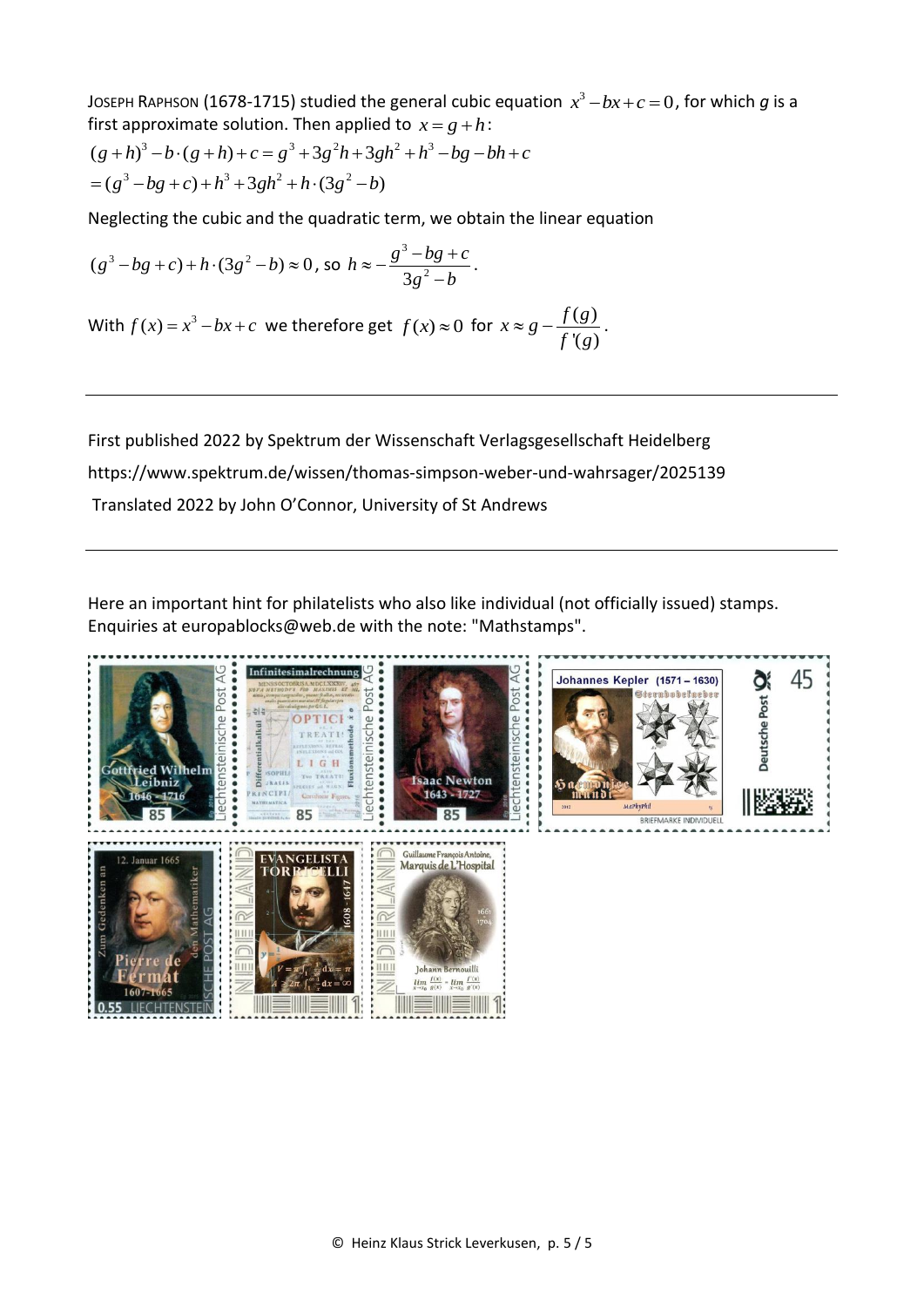JOSEPH RAPHSON (1678-1715) studied the general cubic equation $x^3 - bx + c = 0$, for which $g$ is a first approximate solution. Then applied to $x = g + h$:

$$(g+h)^3 - b \cdot (g+h) + c = g^3 + 3g^2h + 3gh^2 + h^3 - bg - bh + c$$

$$= (g^3 - bg + c) + h^3 + 3gh^2 + h \cdot (3g^2 - b)$$

Neglecting the cubic and the quadratic term, we obtain the linear equation

$$(g^3 - bg + c) + h \cdot (3g^2 - b) \approx 0, \text{ so } h \approx -\frac{g^3 - bg + c}{3g^2 - b}.$$

With $f(x) = x^3 - bx + c$ we therefore get $f(x) \approx 0$ for $x \approx g - \frac{f(g)}{f'(g)}$.

---

First published 2022 by Spektrum der Wissenschaft Verlagsgesellschaft Heidelberg

https://www.spektrum.de/wissen/thomas-simpson-weber-und-wahrsager/2025139

Translated 2022 by John O'Connor, University of St Andrews

---

Here an important hint for philatelists who also like individual (not officially issued) stamps. Enquiries at europablocks@web.de with the note: "Mathstamps".